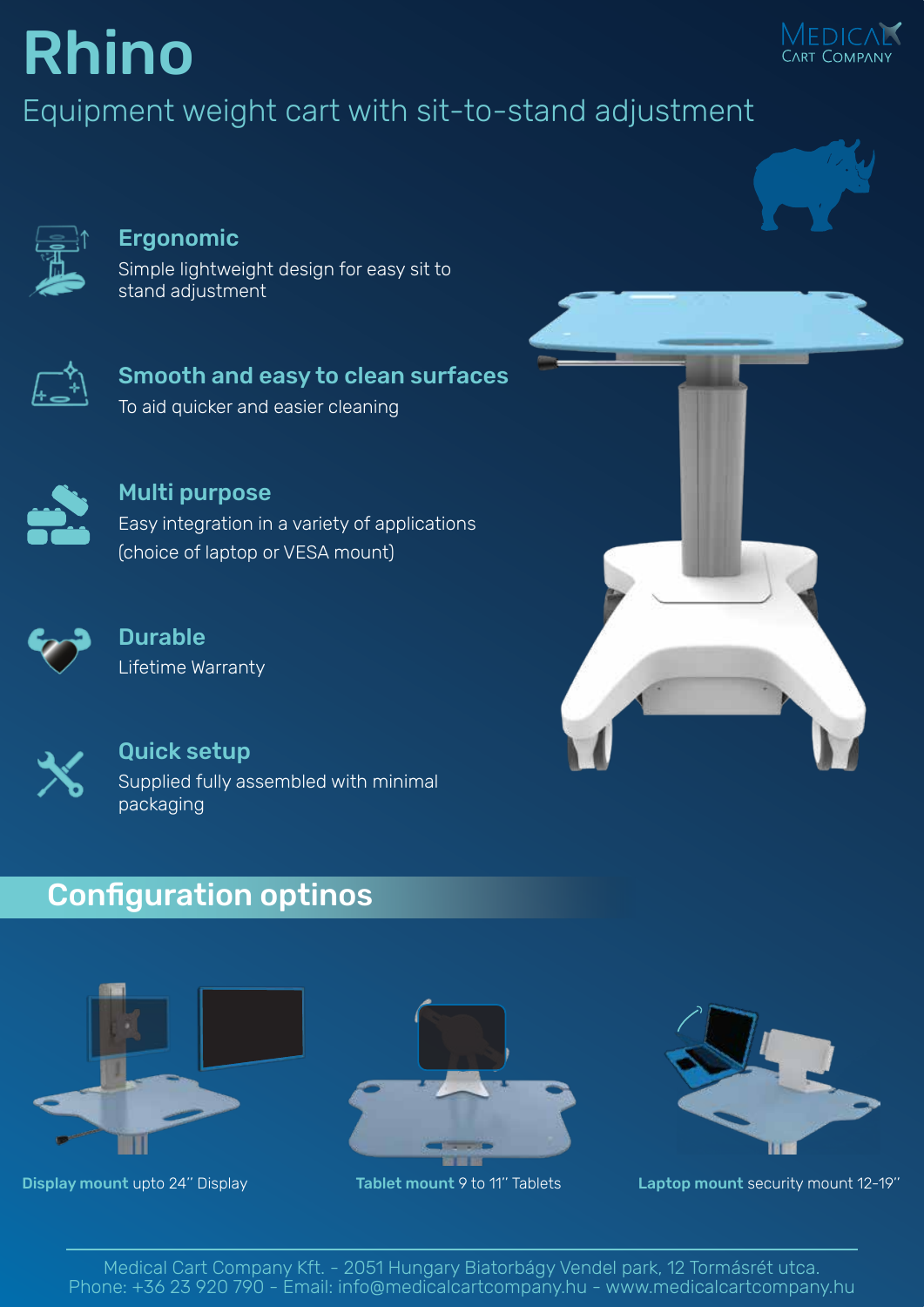# Rhino

MEDICAL CART COMPANY

## Equipment weight cart with sit-to-stand adjustment

### Ergonomic

Simple lightweight design for easy sit to stand adjustment

### Smooth and easy to clean surfaces

To aid quicker and easier cleaning

### Multi purpose

Easy integration in a variety of applications (choice of laptop or VESA mount)

### Durable

Lifetime Warranty

### Quick setup

Supplied fully assembled with minimal packaging

## Configuration optinos

**Display mount** upto 24″ Display

**Tablet mount** 9 to 11″ Tablets

**Laptop mount** security mount 12-19″

Medical Cart Company Kft. - 2051 Hungary Biatorbágy Vendel park, 12 Tormásrét utca.
Phone: +36 23 920 790 - Email: info@medicalcartcompany.hu - www.medicalcartcompany.hu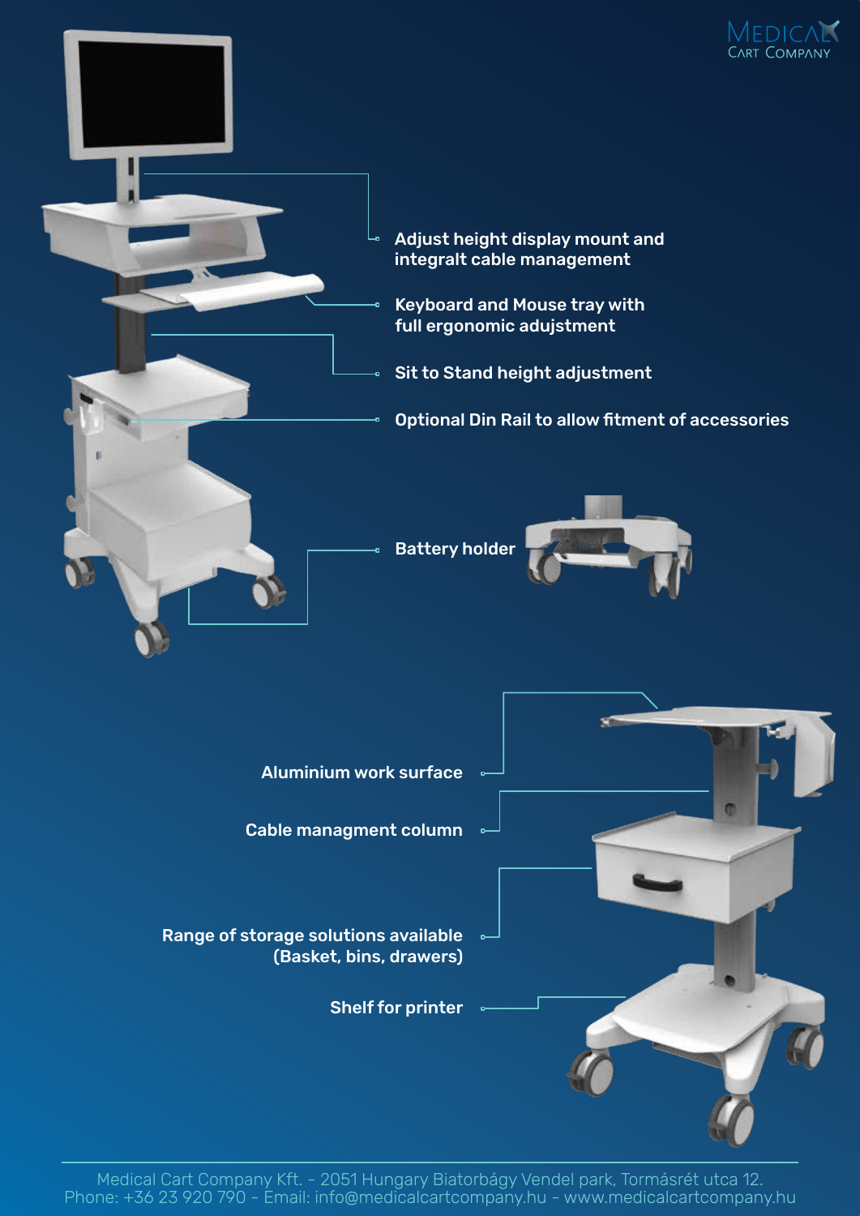Adjust height display mount and integralt cable management

Keyboard and Mouse tray with full ergonomic adujstment

Sit to Stand height adjustment

Optional Din Rail to allow fitment of accessories

Battery holder

Aluminium work surface

Cable managment column

Range of storage solutions available (Basket, bins, drawers)

Shelf for printer

Medical Cart Company Kft. - 2051 Hungary Biatorbágy Vendel park, Tormásrét utca 12.
Phone: +36 23 920 790 - Email: info@medicalcartcompany.hu - www.medicalcartcompany.hu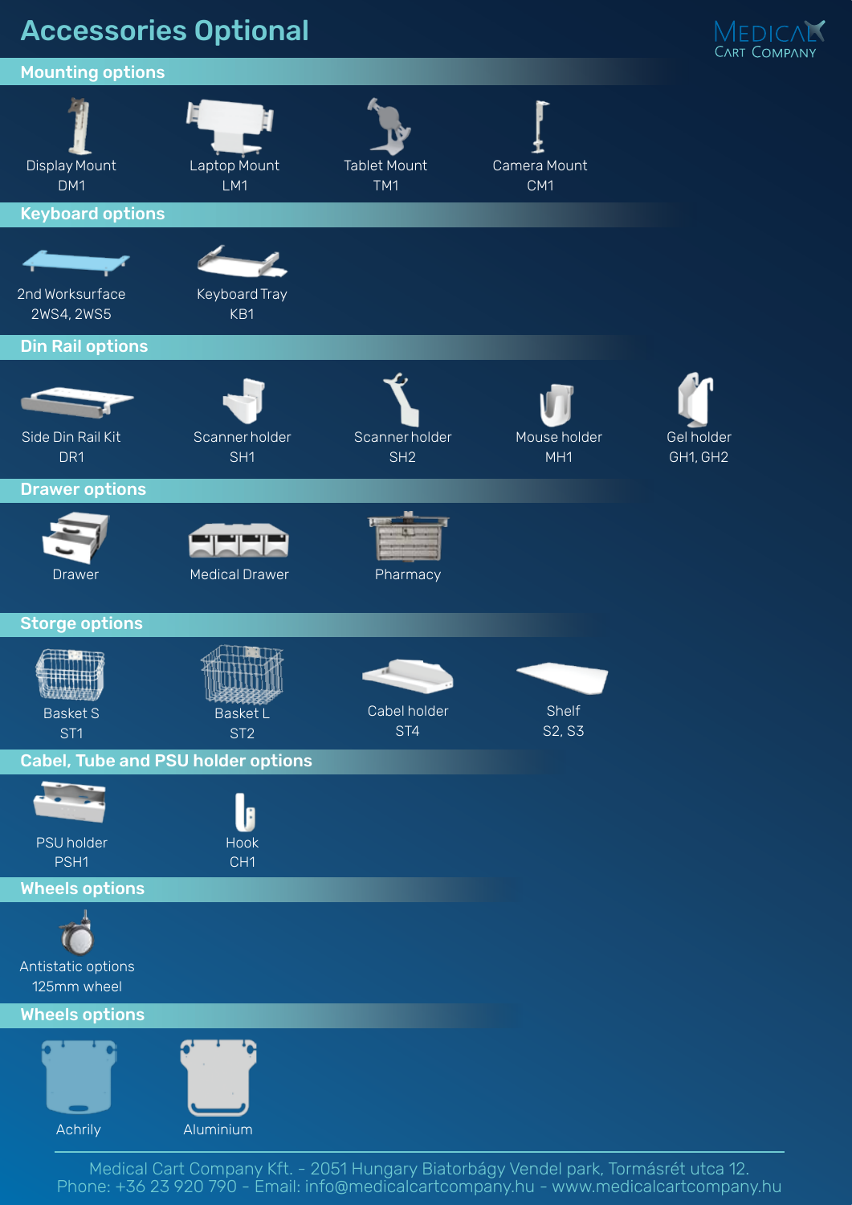# Accessories Optional

MEDICAL CART COMPANY

## Mounting options

Display Mount
DM1

Laptop Mount
LM1

Tablet Mount
TM1

Camera Mount
CM1

## Keyboard options

2nd Worksurface
2WS4, 2WS5

Keyboard Tray
KB1

## Din Rail options

Side Din Rail Kit
DR1

Scanner holder
SH1

Scanner holder
SH2

Mouse holder
MH1

Gel holder
GH1, GH2

## Drawer options

Drawer

Medical Drawer

Pharmacy

## Storge options

Basket S
ST1

Basket L
ST2

Cabel holder
ST4

Shelf
S2, S3

## Cabel, Tube and PSU holder options

PSU holder
PSH1

Hook
CH1

## Wheels options

Antistatic options
125mm wheel

## Wheels options

Achrily

Aluminium

Medical Cart Company Kft. - 2051 Hungary Biatorbágy Vendel park, Tormásrét utca 12.
Phone: +36 23 920 790 - Email: info@medicalcartcompany.hu - www.medicalcartcompany.hu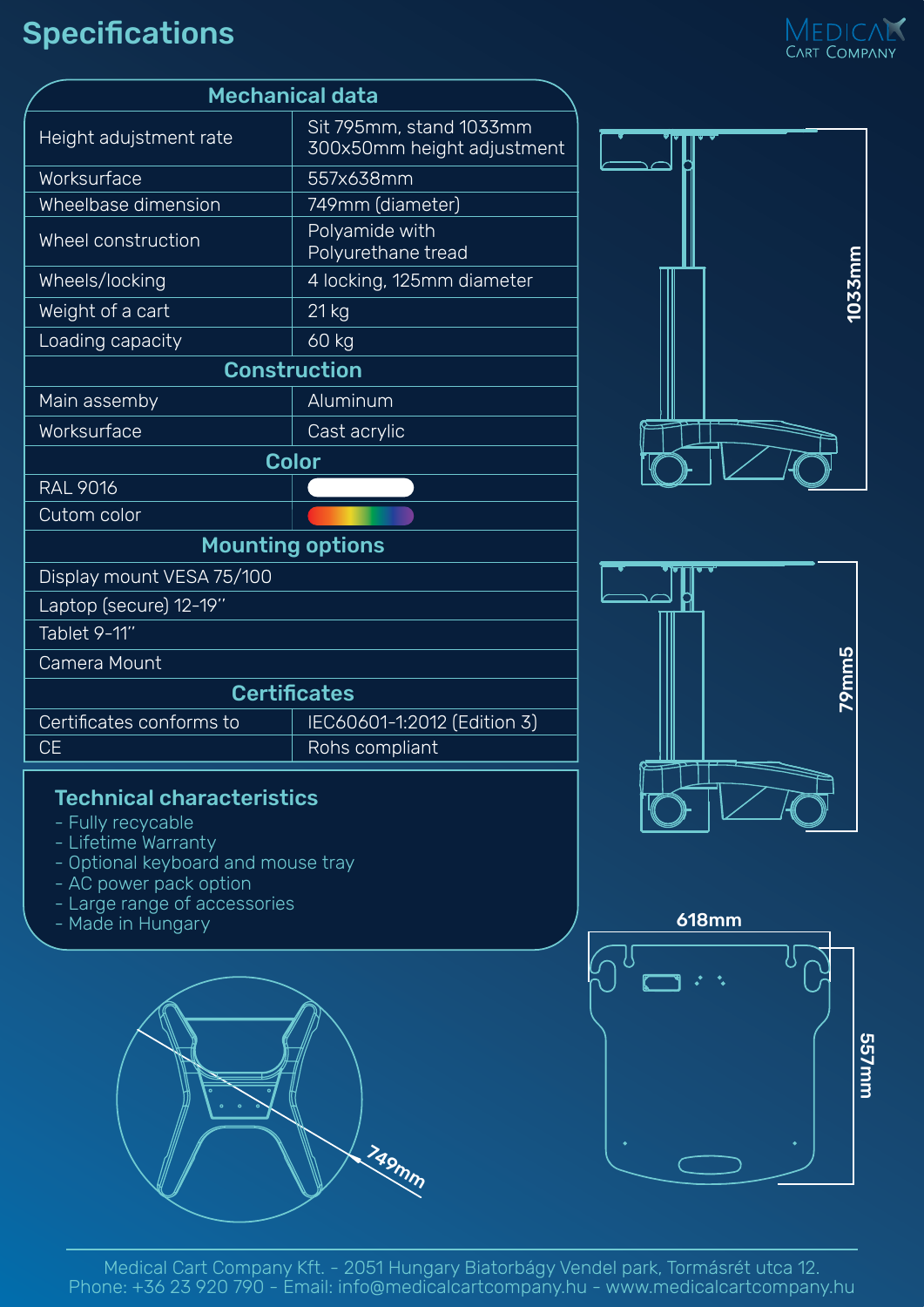# Specifications

| Mechanical data | |
|---|---|
| Height adjustment rate | Sit 795mm, stand 1033mm 300x50mm height adjustment |
| Worksurface | 557x638mm |
| Wheelbase dimension | 749mm (diameter) |
| Wheel construction | Polyamide with Polyurethane tread |
| Wheels/locking | 4 locking, 125mm diameter |
| Weight of a cart | 21 kg |
| Loading capacity | 60 kg |
| **Construction** | |
| Main assemby | Aluminum |
| Worksurface | Cast acrylic |
| **Color** | |
| RAL 9016 | |
| Cutom color | |
| **Mounting options** | |
| Display mount VESA 75/100 | |
| Laptop (secure) 12-19'' | |
| Tablet 9-11'' | |
| Camera Mount | |
| **Certificates** | |
| Certificates conforms to | IEC60601-1:2012 (Edition 3) |
| CE | Rohs compliant |

## Technical characteristics

- Fully recyclable
- Lifetime Warranty
- Optional keyboard and mouse tray
- AC power pack option
- Large range of accessories
- Made in Hungary

1033mm

79mm5

618mm

557mm

749mm

Medical Cart Company Kft. - 2051 Hungary Biatorbágy Vendel park, Tormásrét utca 12.
Phone: +36 23 920 790 - Email: info@medicalcartcompany.hu - www.medicalcartcompany.hu